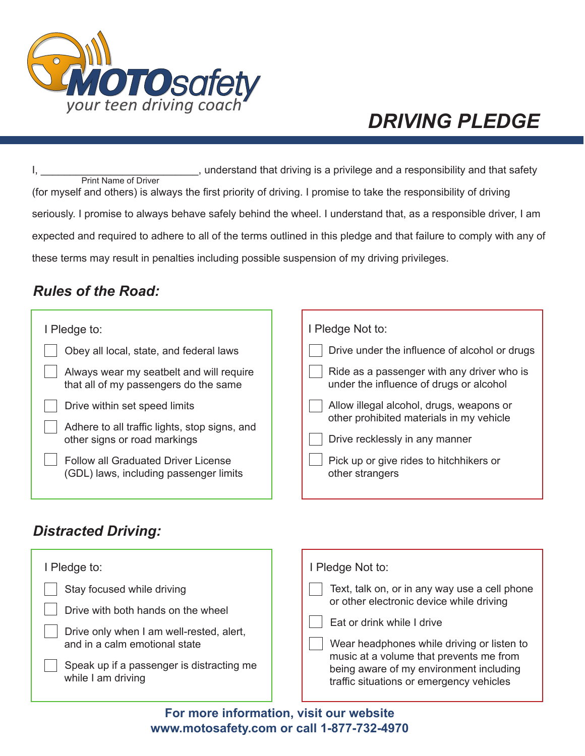MOTOsafety
your teen driving coach

# DRIVING PLEDGE

I, ___________________________, understand that driving is a privilege and a responsibility and that safety
Print Name of Driver
(for myself and others) is always the first priority of driving. I promise to take the responsibility of driving seriously. I promise to always behave safely behind the wheel. I understand that, as a responsible driver, I am expected and required to adhere to all of the terms outlined in this pledge and that failure to comply with any of these terms may result in penalties including possible suspension of my driving privileges.

## *Rules of the Road:*

I Pledge to:

- ☐ Obey all local, state, and federal laws
- ☐ Always wear my seatbelt and will require that all of my passengers do the same
- ☐ Drive within set speed limits
- ☐ Adhere to all traffic lights, stop signs, and other signs or road markings
- ☐ Follow all Graduated Driver License (GDL) laws, including passenger limits

I Pledge Not to:

- ☐ Drive under the influence of alcohol or drugs
- ☐ Ride as a passenger with any driver who is under the influence of drugs or alcohol
- ☐ Allow illegal alcohol, drugs, weapons or other prohibited materials in my vehicle
- ☐ Drive recklessly in any manner
- ☐ Pick up or give rides to hitchhikers or other strangers

## *Distracted Driving:*

I Pledge to:

- ☐ Stay focused while driving
- ☐ Drive with both hands on the wheel
- ☐ Drive only when I am well-rested, alert, and in a calm emotional state
- ☐ Speak up if a passenger is distracting me while I am driving

I Pledge Not to:

- ☐ Text, talk on, or in any way use a cell phone or other electronic device while driving
- ☐ Eat or drink while I drive
- ☐ Wear headphones while driving or listen to music at a volume that prevents me from being aware of my environment including traffic situations or emergency vehicles

**For more information, visit our website**
**www.motosafety.com or call 1-877-732-4970**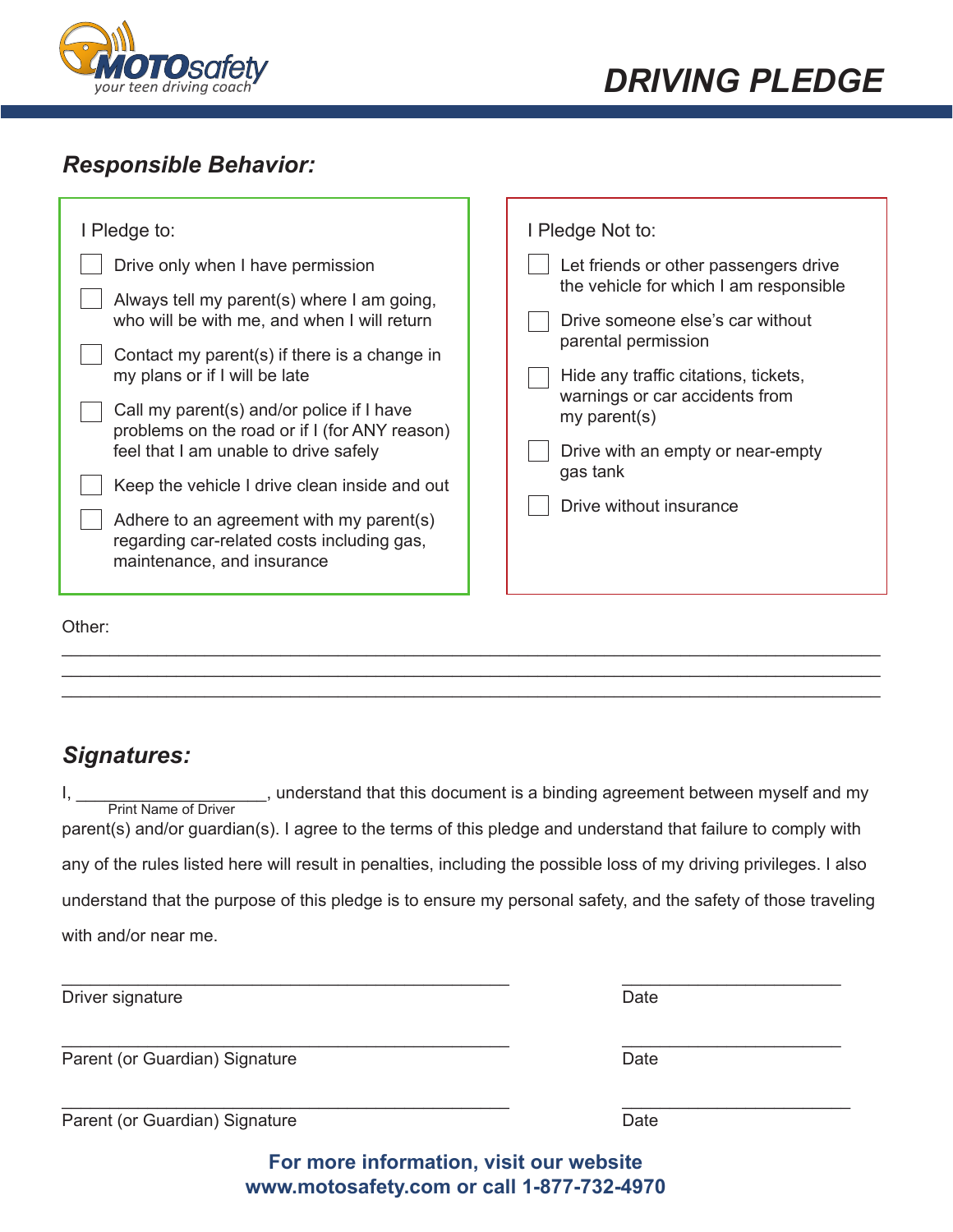# DRIVING PLEDGE

MOTOsafety
your teen driving coach

## *Responsible Behavior:*

I Pledge to:

- [ ] Drive only when I have permission
- [ ] Always tell my parent(s) where I am going, who will be with me, and when I will return
- [ ] Contact my parent(s) if there is a change in my plans or if I will be late
- [ ] Call my parent(s) and/or police if I have problems on the road or if I (for ANY reason) feel that I am unable to drive safely
- [ ] Keep the vehicle I drive clean inside and out
- [ ] Adhere to an agreement with my parent(s) regarding car-related costs including gas, maintenance, and insurance

I Pledge Not to:

- [ ] Let friends or other passengers drive the vehicle for which I am responsible
- [ ] Drive someone else's car without parental permission
- [ ] Hide any traffic citations, tickets, warnings or car accidents from my parent(s)
- [ ] Drive with an empty or near-empty gas tank
- [ ] Drive without insurance

Other:

______________________________________________________________________________

______________________________________________________________________________

______________________________________________________________________________

## *Signatures:*

I, ____________________ (Print Name of Driver), understand that this document is a binding agreement between myself and my parent(s) and/or guardian(s). I agree to the terms of this pledge and understand that failure to comply with any of the rules listed here will result in penalties, including the possible loss of my driving privileges. I also understand that the purpose of this pledge is to ensure my personal safety, and the safety of those traveling with and/or near me.

__________________________________________ ____________________

Driver signature Date

__________________________________________ ____________________

Parent (or Guardian) Signature Date

__________________________________________ ____________________

Parent (or Guardian) Signature Date

**For more information, visit our website www.motosafety.com or call 1-877-732-4970**